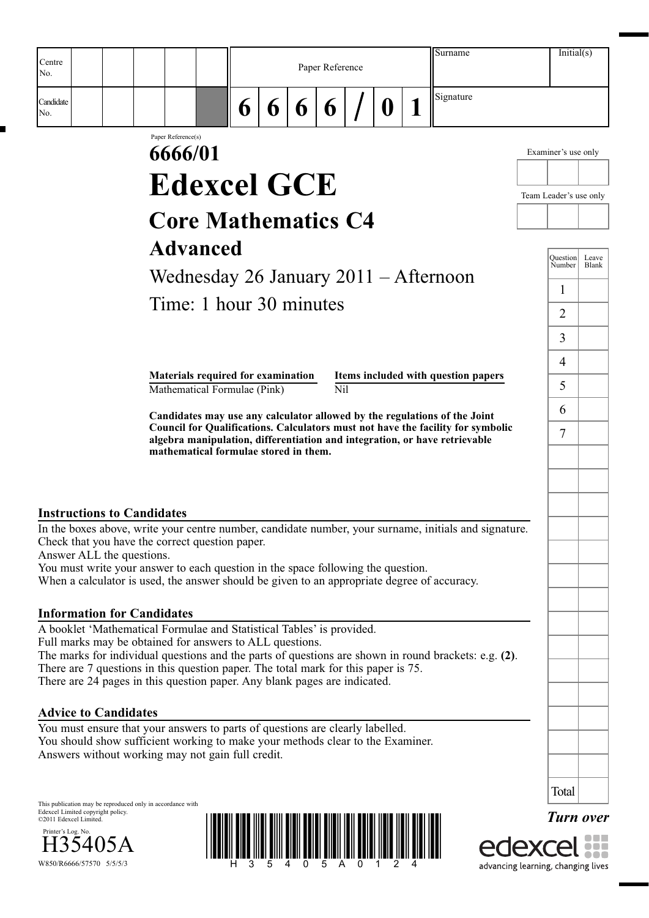| Centre No. | | | | | | Paper Reference | | | | | | | Surname | Initial(s) |
|---|---|---|---|---|---|---|---|---|---|---|---|---|---|---|
| Candidate No. | | | | | | 6 | 6 | 6 | 6 | / | 0 | 1 | Signature | |

Paper Reference(s)

# 6666/01

# Edexcel GCE

## Core Mathematics C4

## Advanced

Wednesday 26 January 2011 – Afternoon

Time: 1 hour 30 minutes

Examiner's use only

Team Leader's use only

| Question Number | Leave Blank |
|---|---|
| 1 | |
| 2 | |
| 3 | |
| 4 | |
| 5 | |
| 6 | |
| 7 | |
| Total | |

**Materials required for examination**
Mathematical Formulae (Pink)

**Items included with question papers**
Nil

**Candidates may use any calculator allowed by the regulations of the Joint Council for Qualifications. Calculators must not have the facility for symbolic algebra manipulation, differentiation and integration, or have retrievable mathematical formulae stored in them.**

### Instructions to Candidates

In the boxes above, write your centre number, candidate number, your surname, initials and signature.
Check that you have the correct question paper.
Answer ALL the questions.
You must write your answer to each question in the space following the question.
When a calculator is used, the answer should be given to an appropriate degree of accuracy.

### Information for Candidates

A booklet 'Mathematical Formulae and Statistical Tables' is provided.
Full marks may be obtained for answers to ALL questions.
The marks for individual questions and the parts of questions are shown in round brackets: e.g. **(2)**.
There are 7 questions in this question paper. The total mark for this paper is 75.
There are 24 pages in this question paper. Any blank pages are indicated.

### Advice to Candidates

You must ensure that your answers to parts of questions are clearly labelled.
You should show sufficient working to make your methods clear to the Examiner.
Answers without working may not gain full credit.

This publication may be reproduced only in accordance with Edexcel Limited copyright policy.
©2011 Edexcel Limited.

Printer's Log. No.
H35405A

W850/R6666/57570 5/5/5/3

H 3 5 4 0 5 A 0 1 2 4

***Turn over***

edexcel
advancing learning, changing lives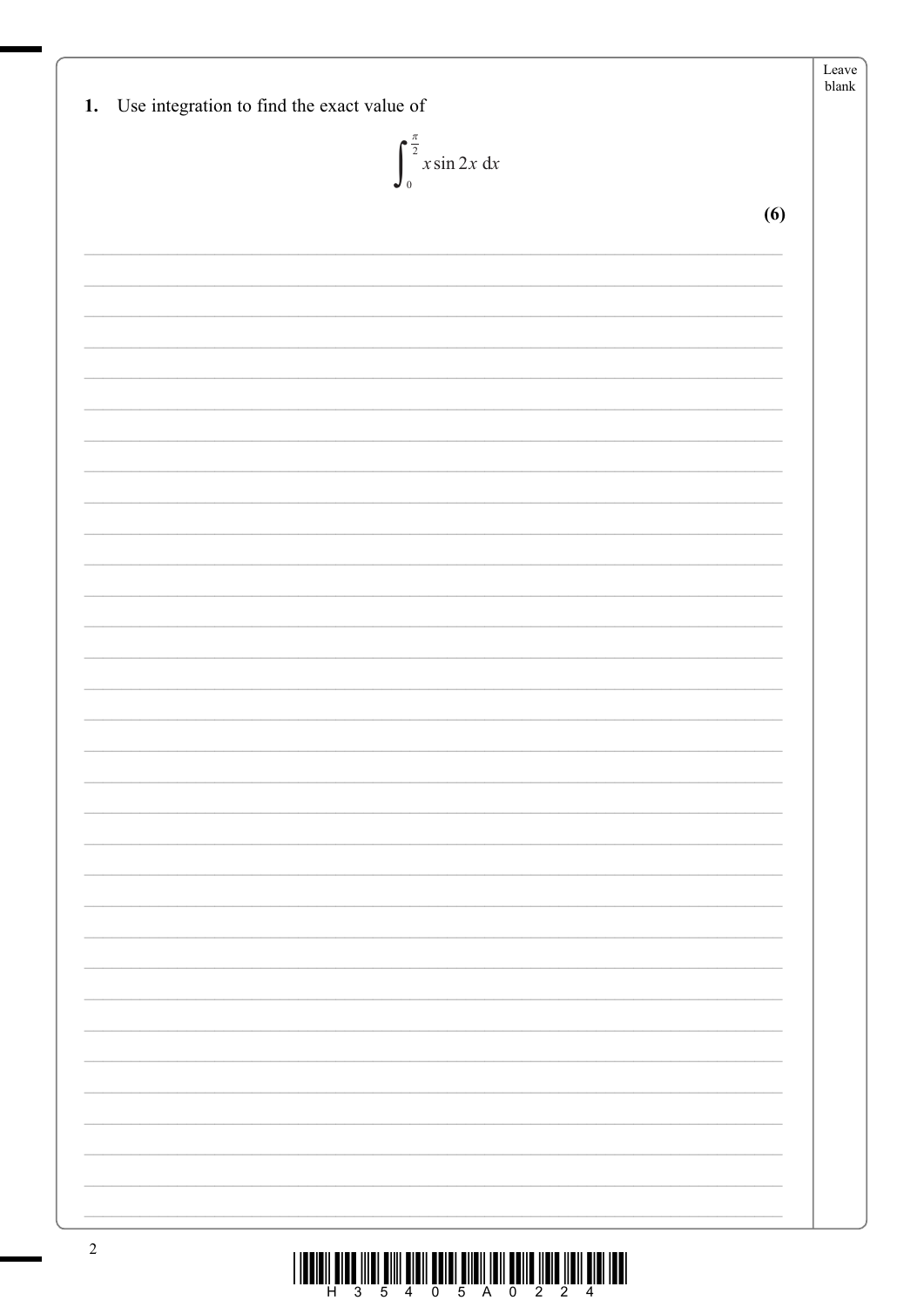1. Use integration to find the exact value of

$$\int_0^{\frac{\pi}{2}} x \sin 2x \, dx$$

**(6)**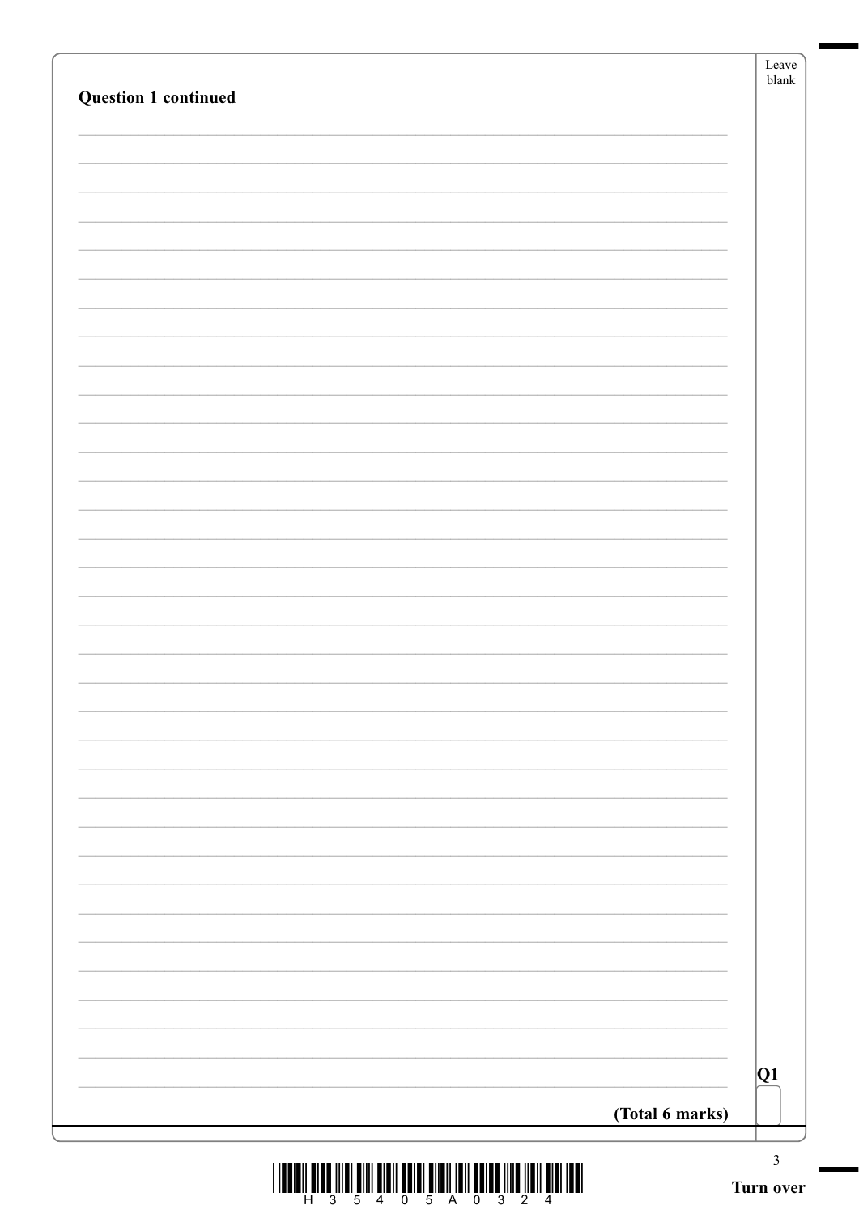**Question 1 continued**

Q1

**(Total 6 marks)**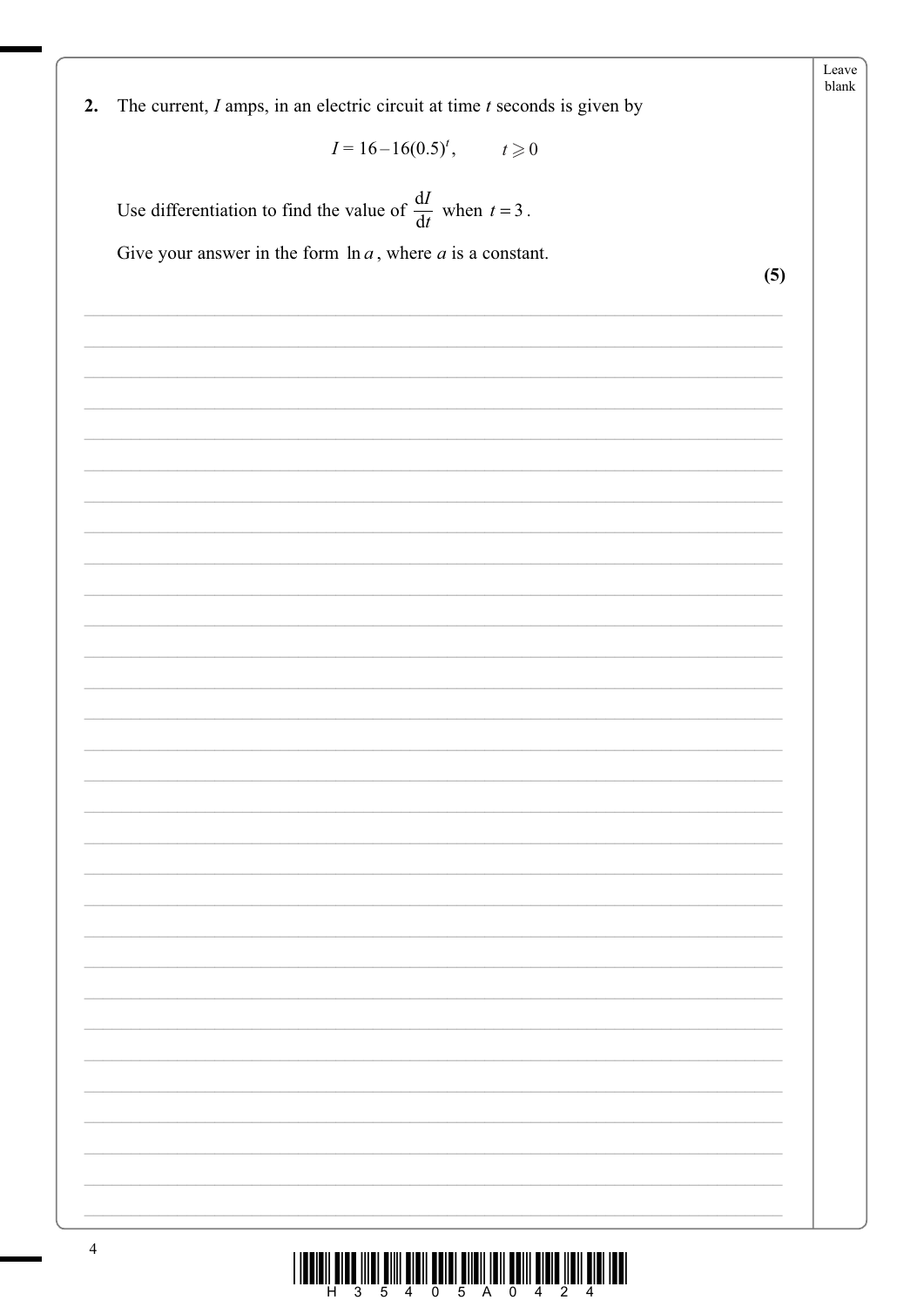2. The current, $I$ amps, in an electric circuit at time $t$ seconds is given by

$$I = 16 - 16(0.5)^t, \qquad t \geqslant 0$$

Use differentiation to find the value of $\frac{\mathrm{d}I}{\mathrm{d}t}$ when $t = 3$.

Give your answer in the form $\ln a$, where $a$ is a constant.

**(5)**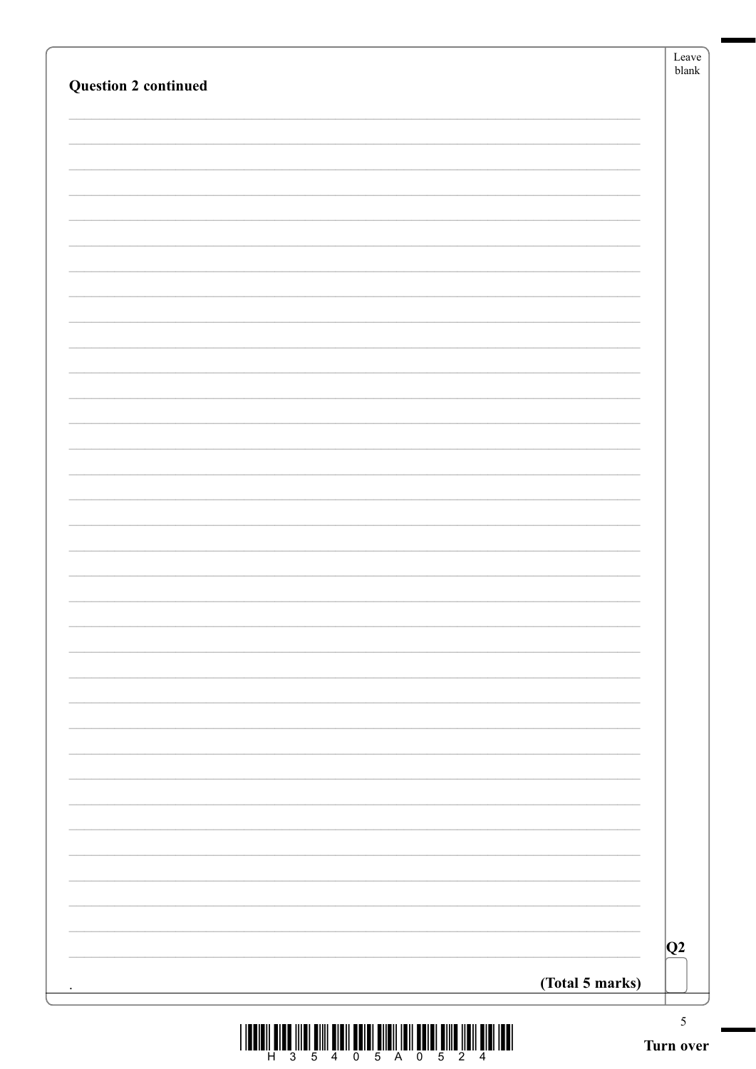**Question 2 continued**

**Q2**

**(Total 5 marks)**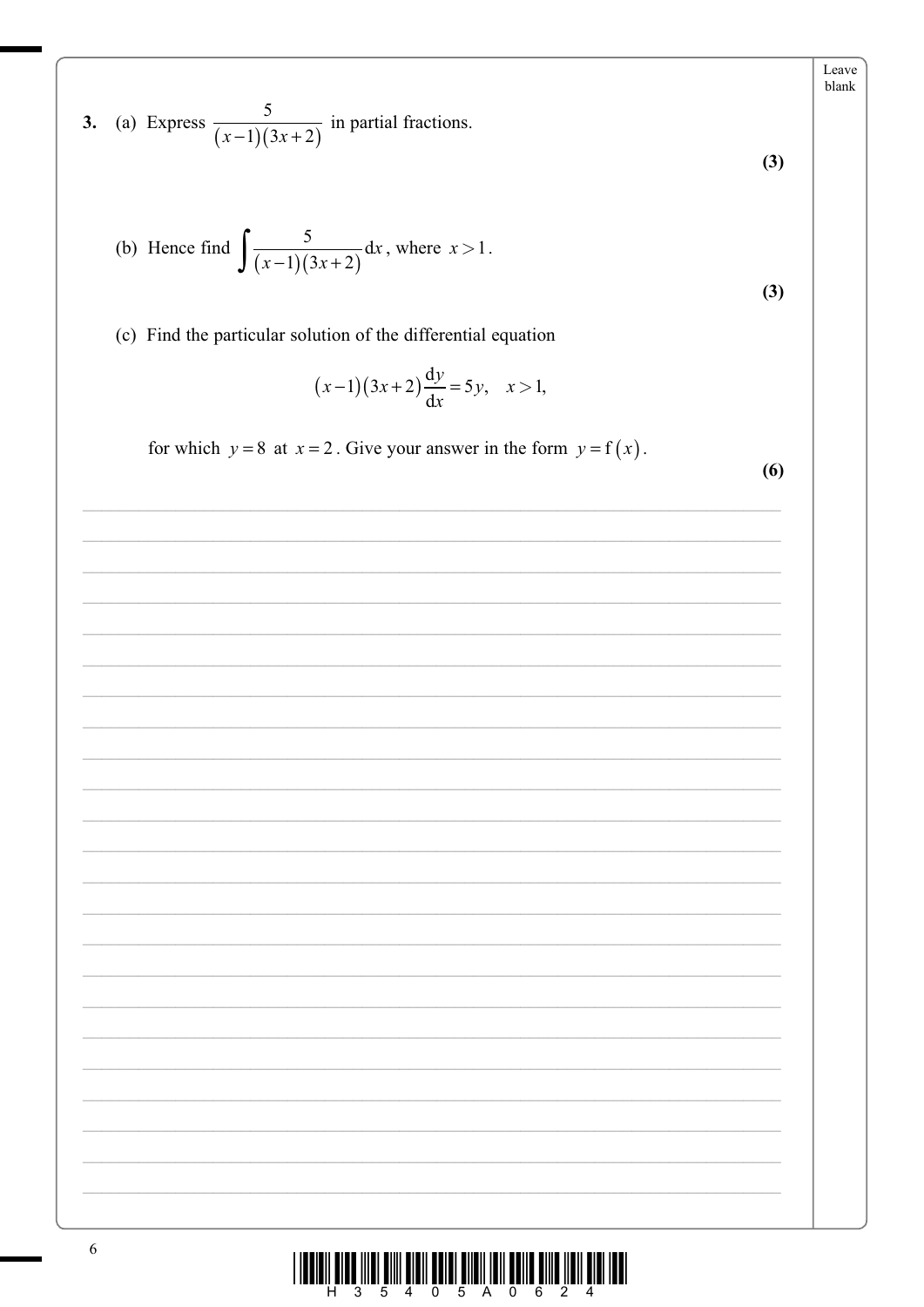**3.** (a) Express $\dfrac{5}{(x-1)(3x+2)}$ in partial fractions.

**(3)**

(b) Hence find $\displaystyle\int \frac{5}{(x-1)(3x+2)}\,\mathrm{d}x$, where $x > 1$.

**(3)**

(c) Find the particular solution of the differential equation

$$(x-1)(3x+2)\frac{\mathrm{d}y}{\mathrm{d}x} = 5y, \quad x > 1,$$

for which $y = 8$ at $x = 2$. Give your answer in the form $y = \mathrm{f}(x)$.

**(6)**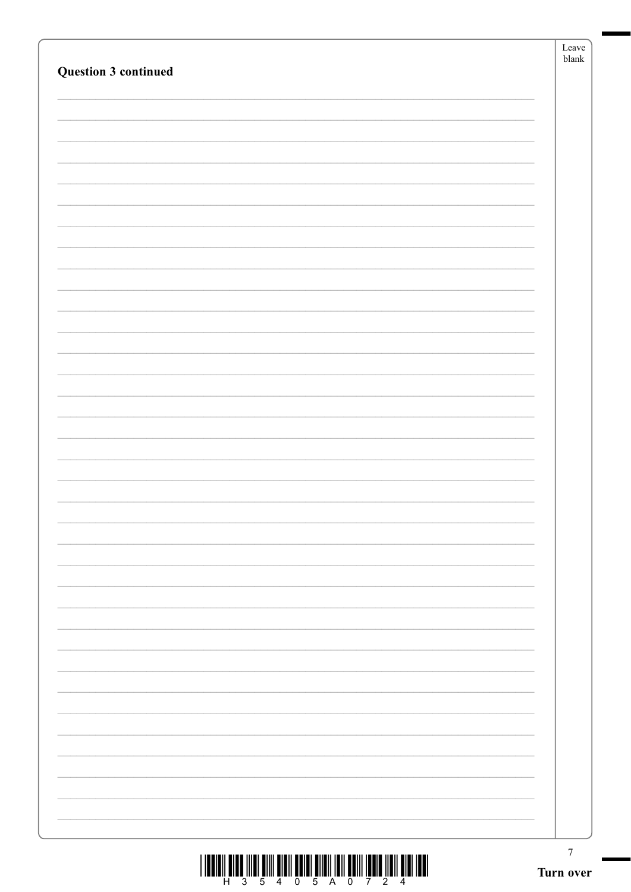**Question 3 continued**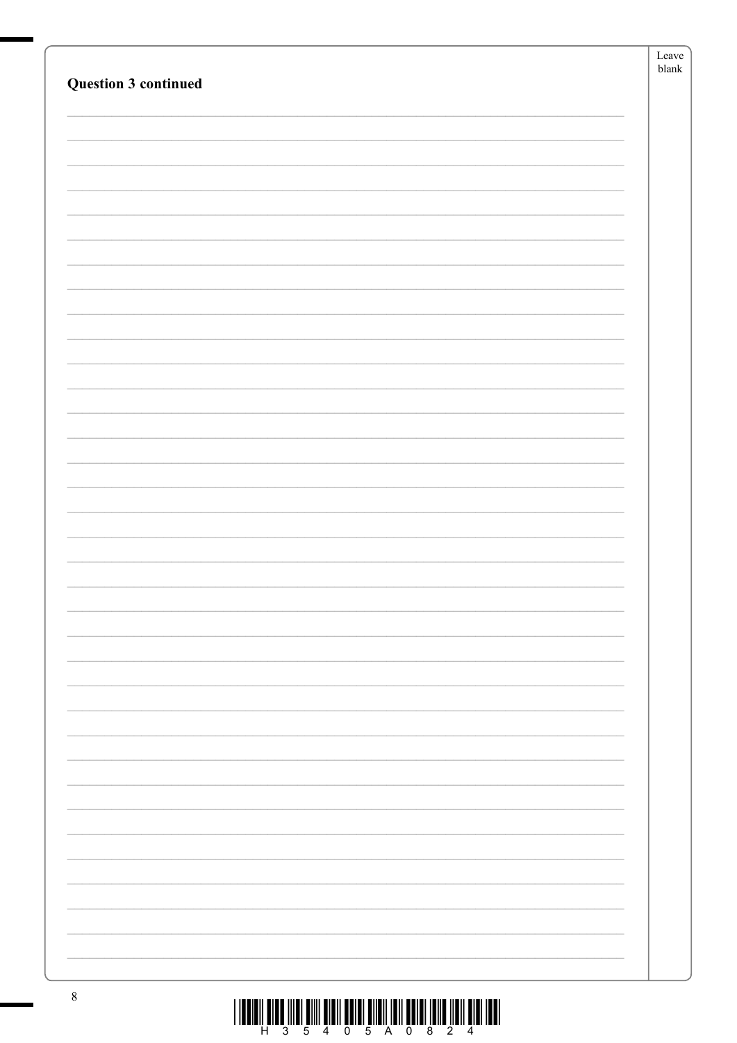**Question 3 continued**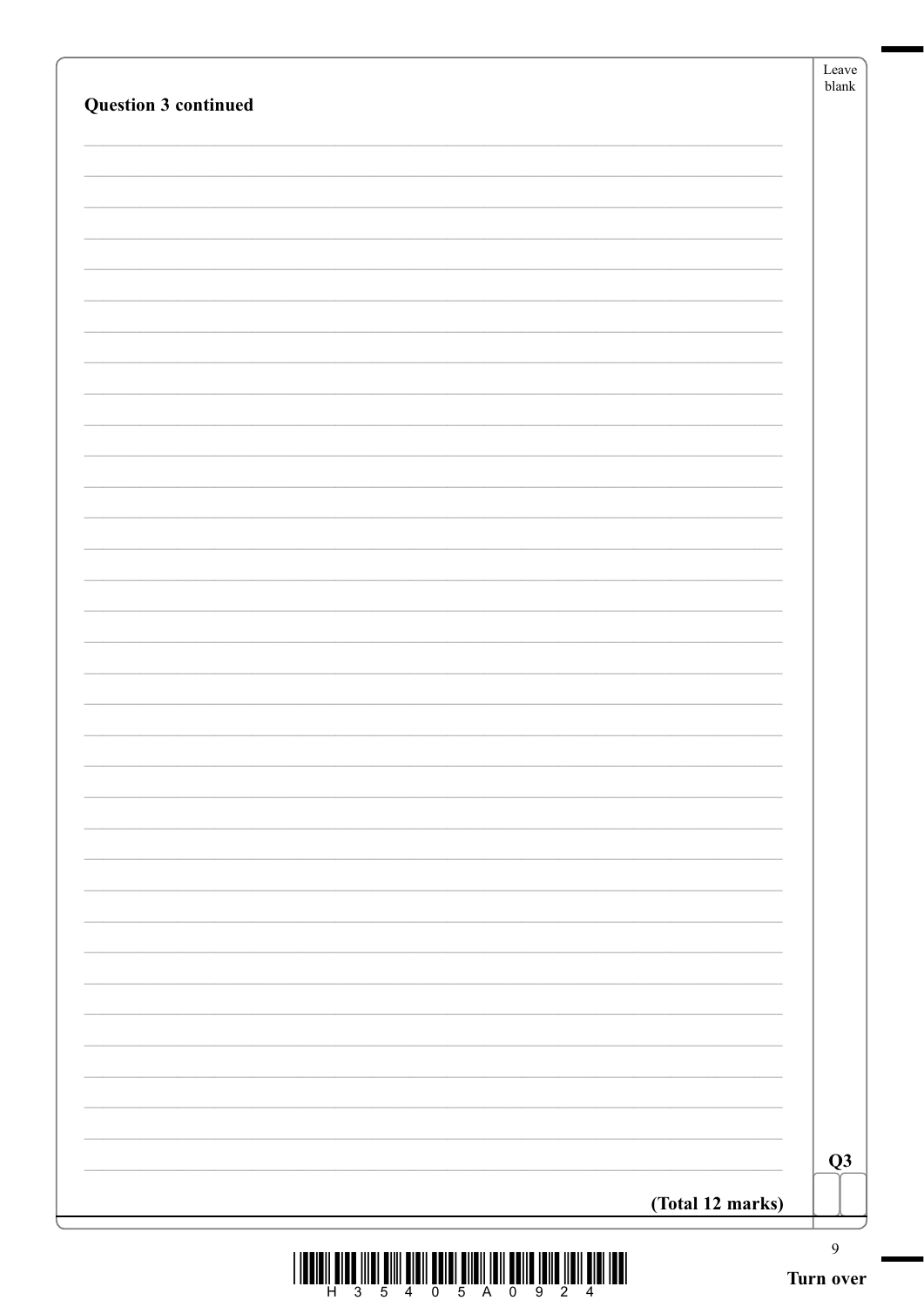**Question 3 continued**

**(Total 12 marks)**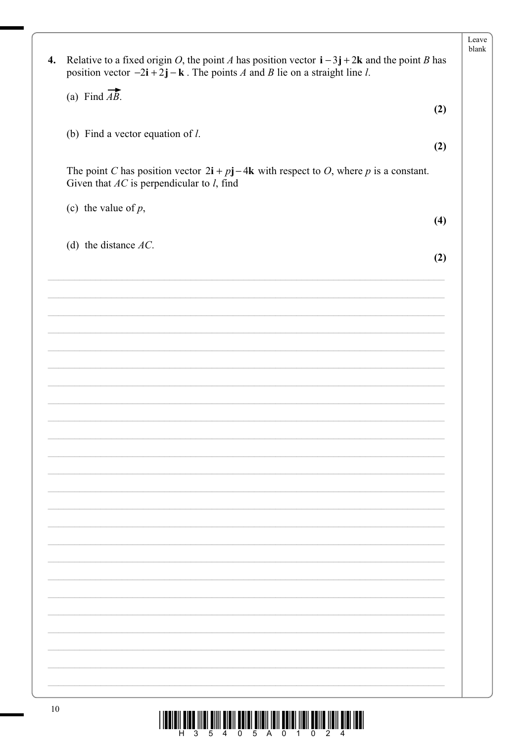**4.** Relative to a fixed origin $O$, the point $A$ has position vector $\mathbf{i} - 3\mathbf{j} + 2\mathbf{k}$ and the point $B$ has position vector $-2\mathbf{i} + 2\mathbf{j} - \mathbf{k}$. The points $A$ and $B$ lie on a straight line $l$.

(a) Find $\overrightarrow{AB}$.

**(2)**

(b) Find a vector equation of $l$.

**(2)**

The point $C$ has position vector $2\mathbf{i} + p\mathbf{j} - 4\mathbf{k}$ with respect to $O$, where $p$ is a constant. Given that $AC$ is perpendicular to $l$, find

(c) the value of $p$,

**(4)**

(d) the distance $AC$.

**(2)**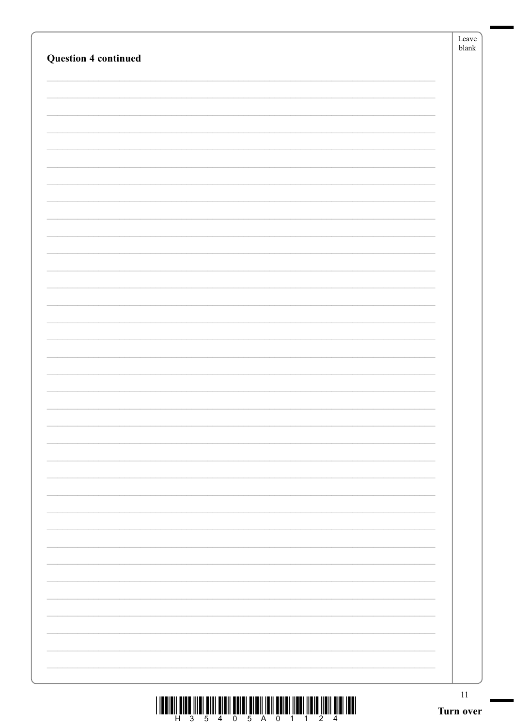**Question 4 continued**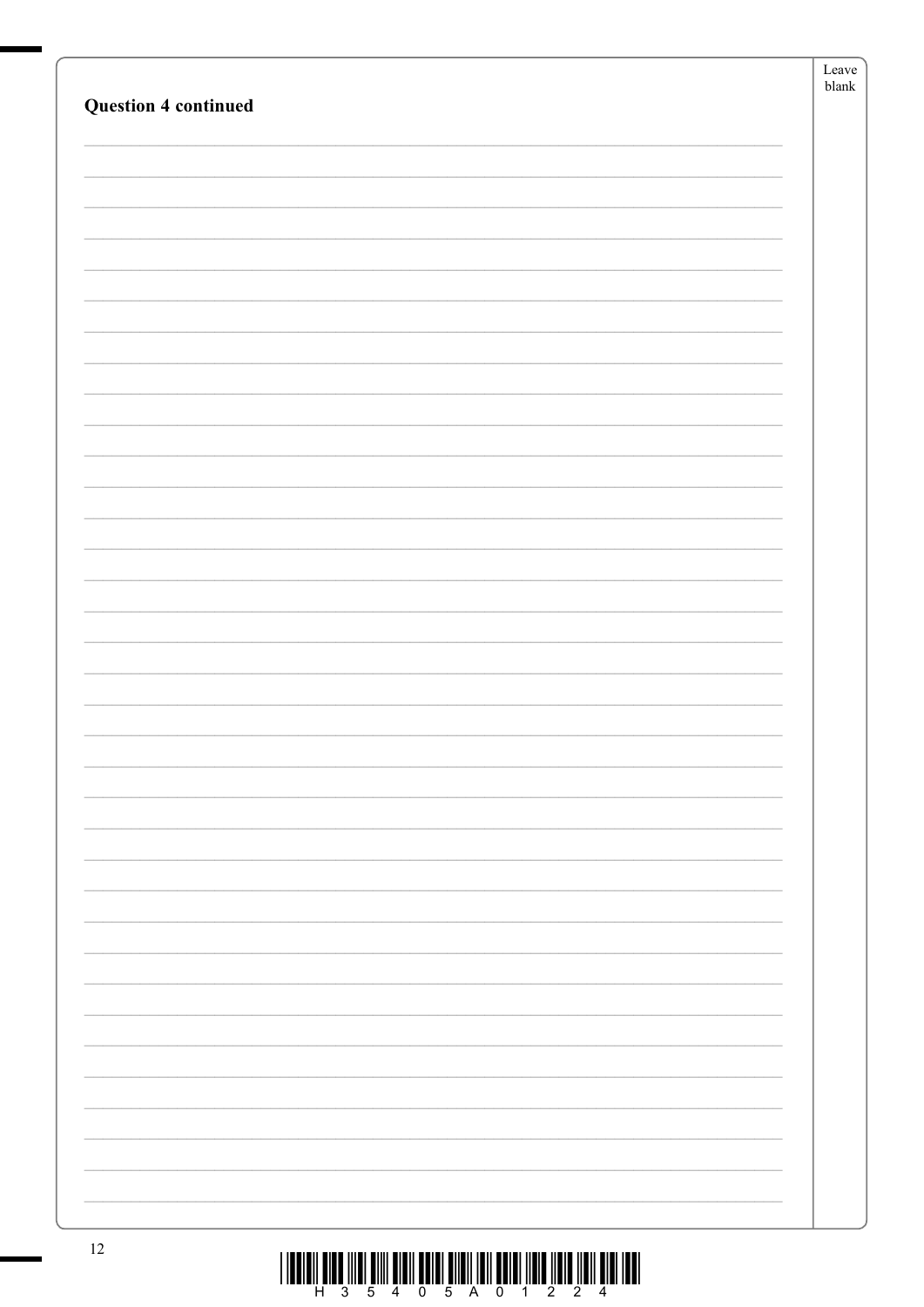**Question 4 continued**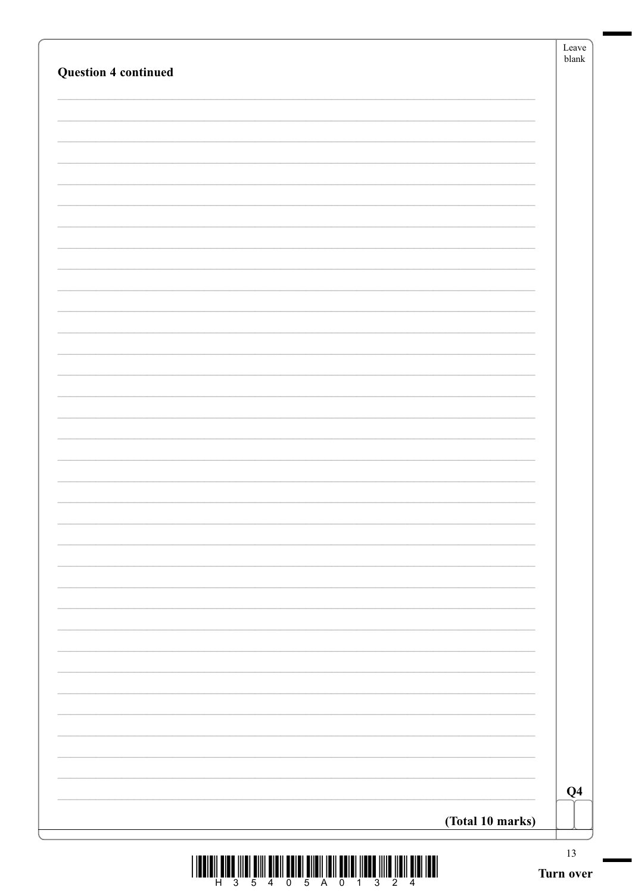**Question 4 continued**

Q4

**(Total 10 marks)**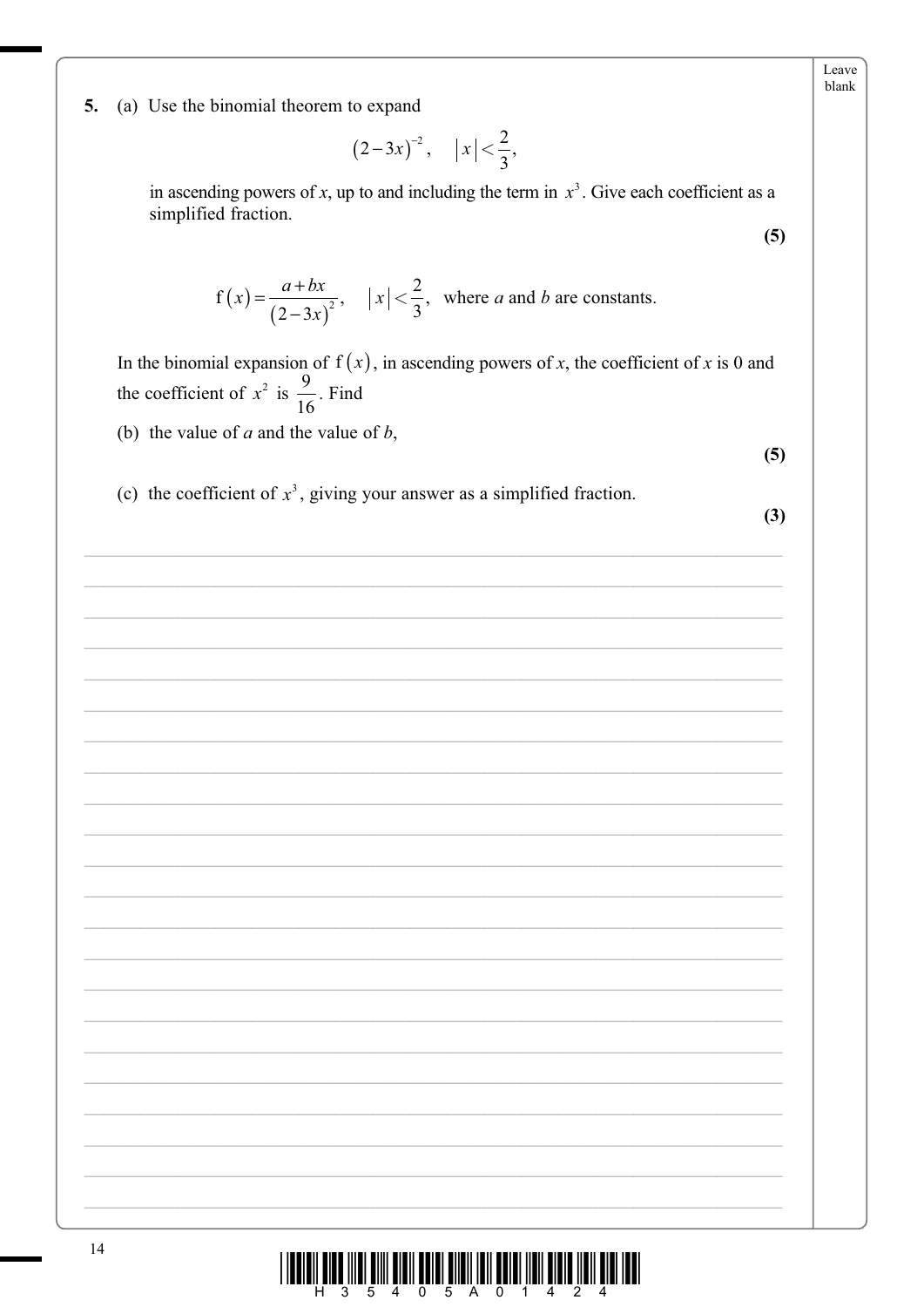**5.** (a) Use the binomial theorem to expand

$$(2-3x)^{-2}, \quad |x|<\frac{2}{3},$$

in ascending powers of $x$, up to and including the term in $x^3$. Give each coefficient as a simplified fraction.

**(5)**

$$\text{f}(x)=\frac{a+bx}{(2-3x)^2}, \quad |x|<\frac{2}{3}, \quad \text{where } a \text{ and } b \text{ are constants.}$$

In the binomial expansion of $\text{f}(x)$, in ascending powers of $x$, the coefficient of $x$ is 0 and the coefficient of $x^2$ is $\frac{9}{16}$. Find

(b) the value of $a$ and the value of $b$,

**(5)**

(c) the coefficient of $x^3$, giving your answer as a simplified fraction.

**(3)**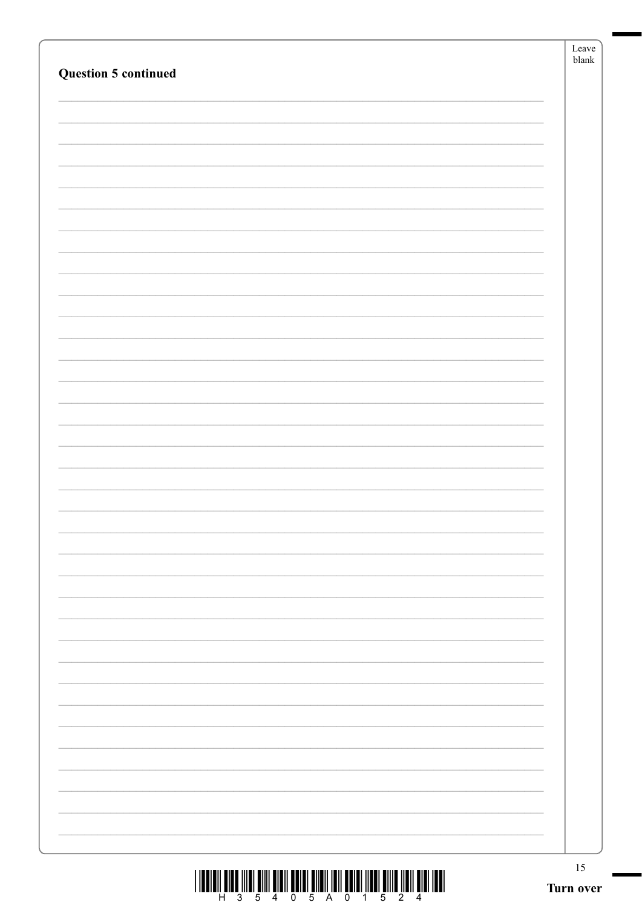**Question 5 continued**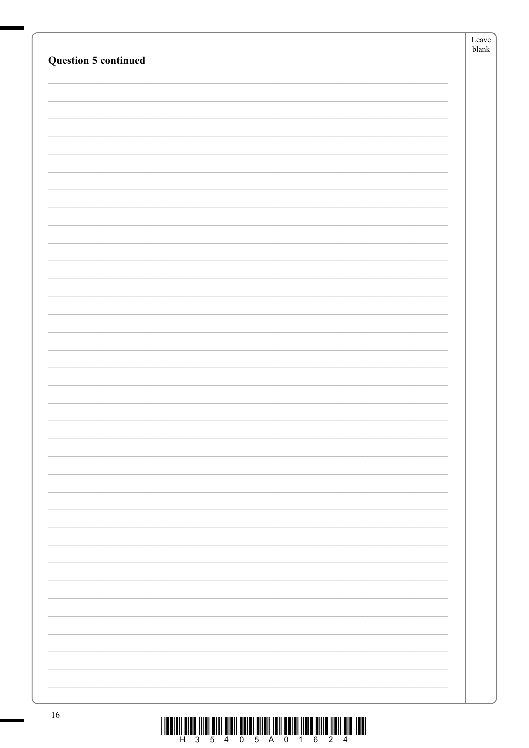**Question 5 continued**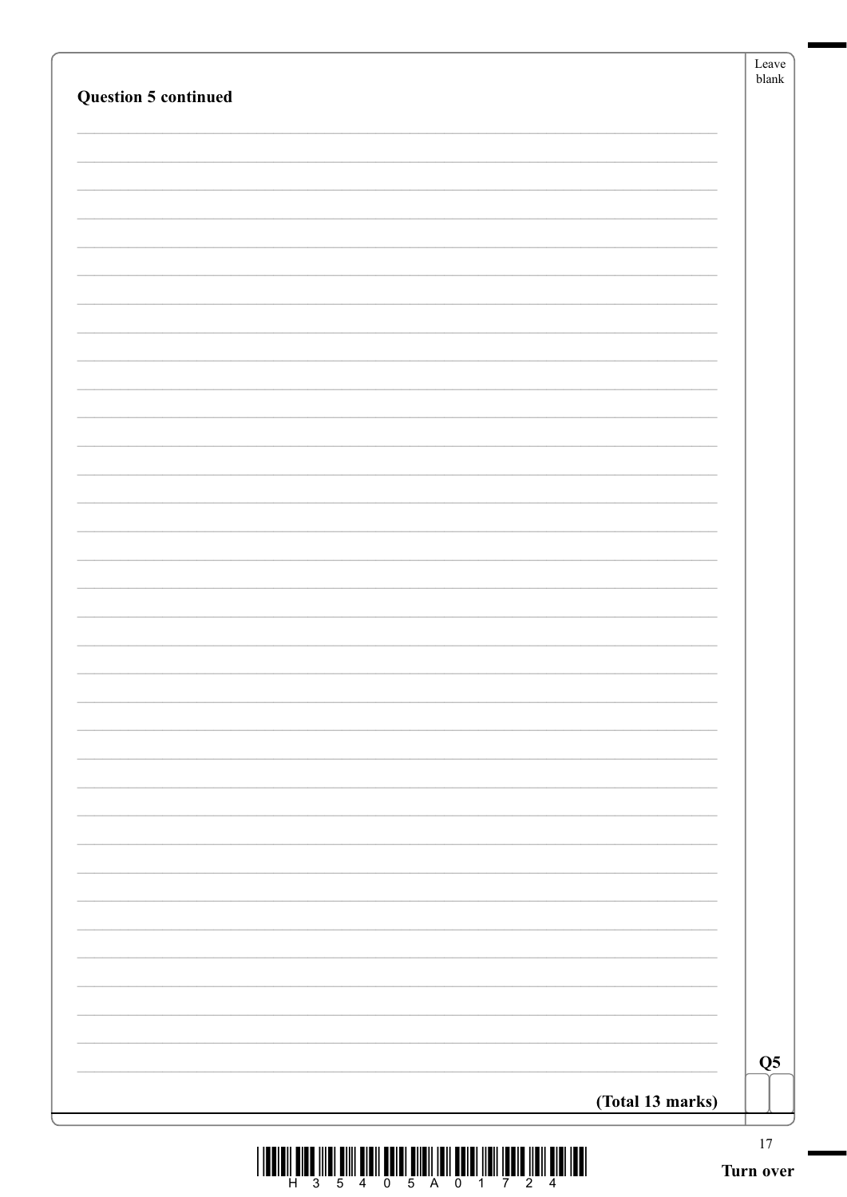**Question 5 continued**

**(Total 13 marks)**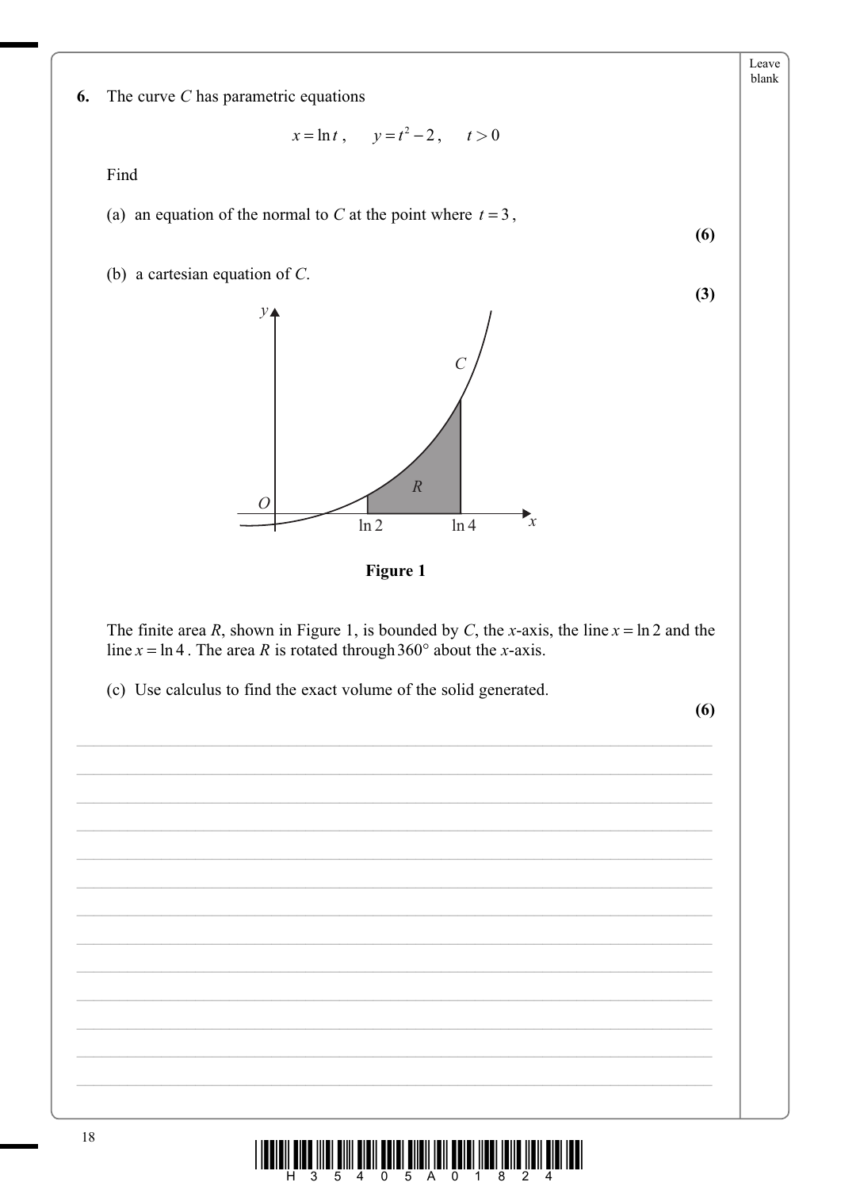**6.** The curve $C$ has parametric equations

$$x = \ln t, \quad y = t^2 - 2, \quad t > 0$$

Find

(a) an equation of the normal to $C$ at the point where $t = 3$,

**(6)**

(b) a cartesian equation of $C$.

**(3)**

**Figure 1**

The finite area $R$, shown in Figure 1, is bounded by $C$, the $x$-axis, the line $x = \ln 2$ and the line $x = \ln 4$. The area $R$ is rotated through $360°$ about the $x$-axis.

(c) Use calculus to find the exact volume of the solid generated.

**(6)**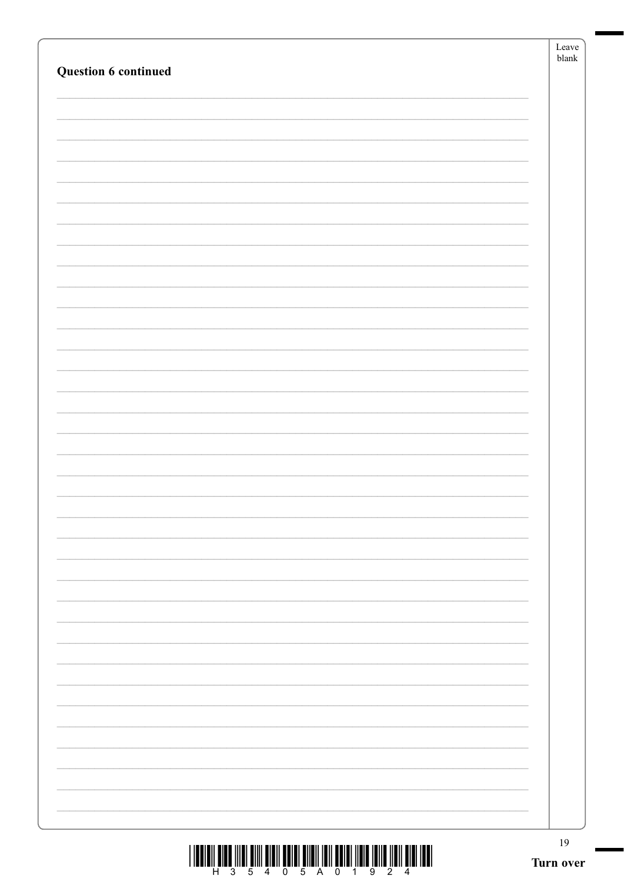**Question 6 continued**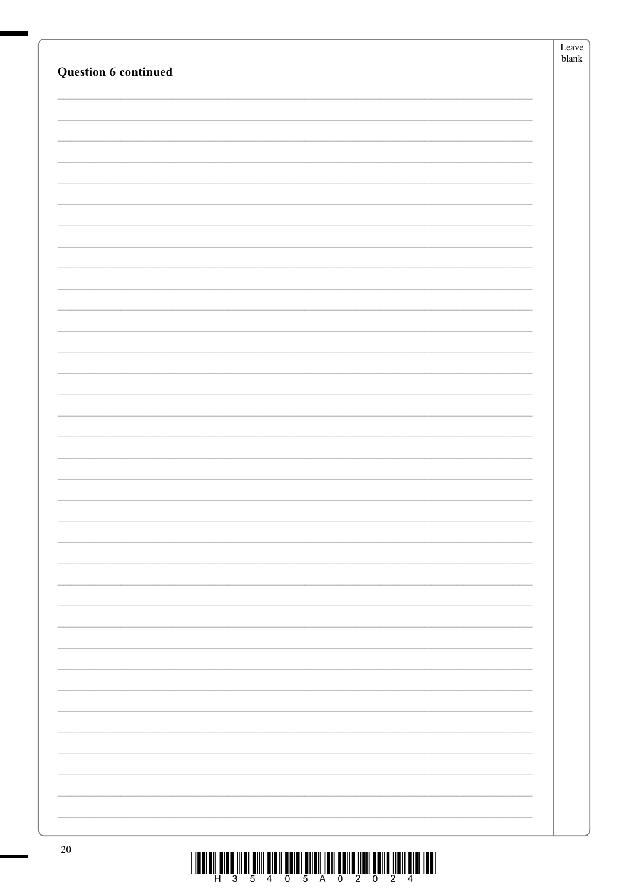**Question 6 continued**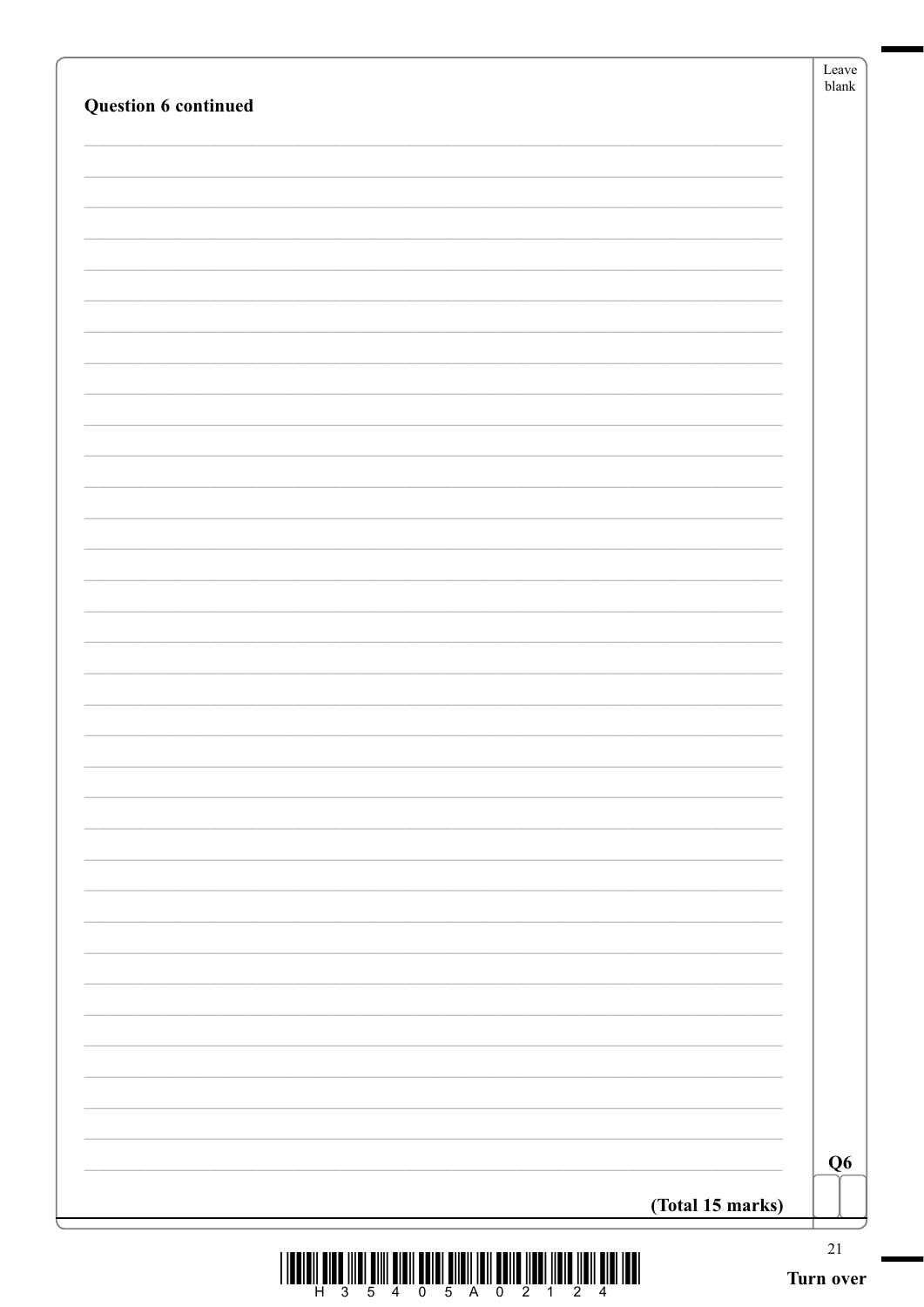**Question 6 continued**

**Q6**

**(Total 15 marks)**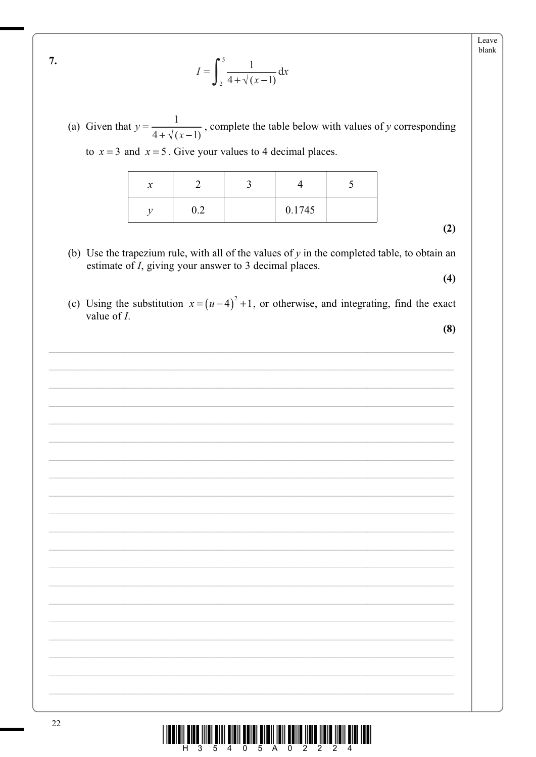**7.**

$$I = \int_2^5 \frac{1}{4+\sqrt{(x-1)}}\,\mathrm{d}x$$

(a) Given that $y = \dfrac{1}{4+\sqrt{(x-1)}}$, complete the table below with values of $y$ corresponding to $x = 3$ and $x = 5$. Give your values to 4 decimal places.

| $x$ | 2 | 3 | 4 | 5 |
|---|---|---|---|---|
| $y$ | 0.2 | | 0.1745 | |

**(2)**

(b) Use the trapezium rule, with all of the values of $y$ in the completed table, to obtain an estimate of $I$, giving your answer to 3 decimal places.

**(4)**

(c) Using the substitution $x = (u-4)^2 + 1$, or otherwise, and integrating, find the exact value of $I$.

**(8)**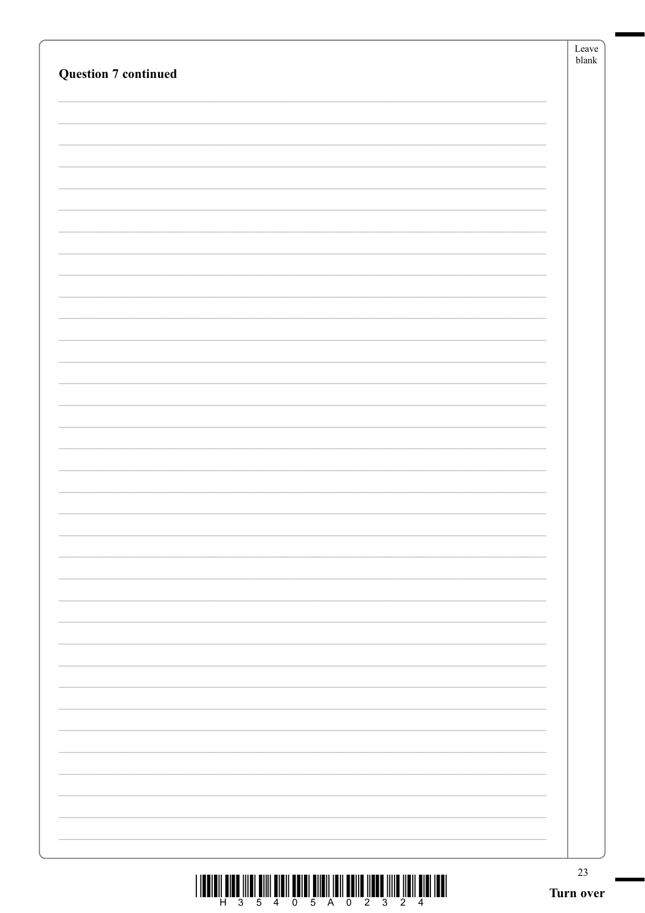**Question 7 continued**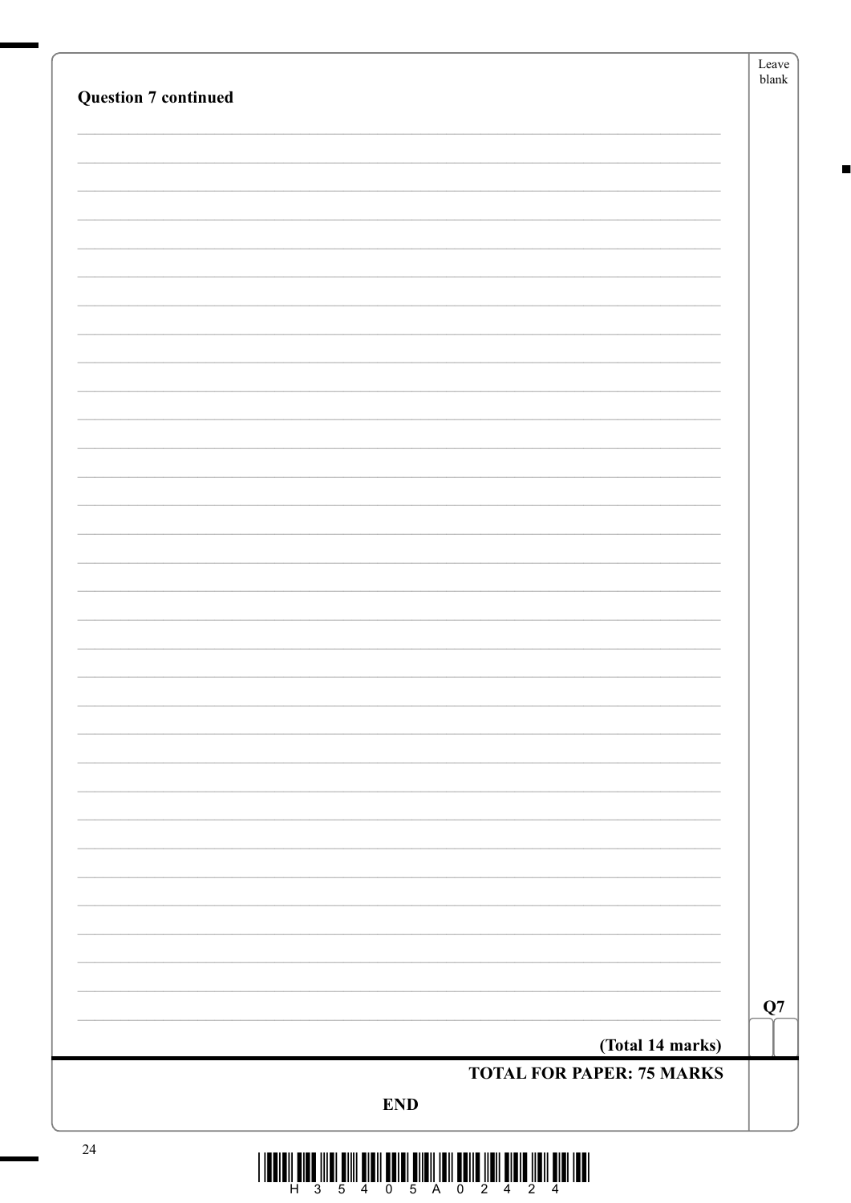**Question 7 continued**

Q7

**(Total 14 marks)**

**TOTAL FOR PAPER: 75 MARKS**

**END**